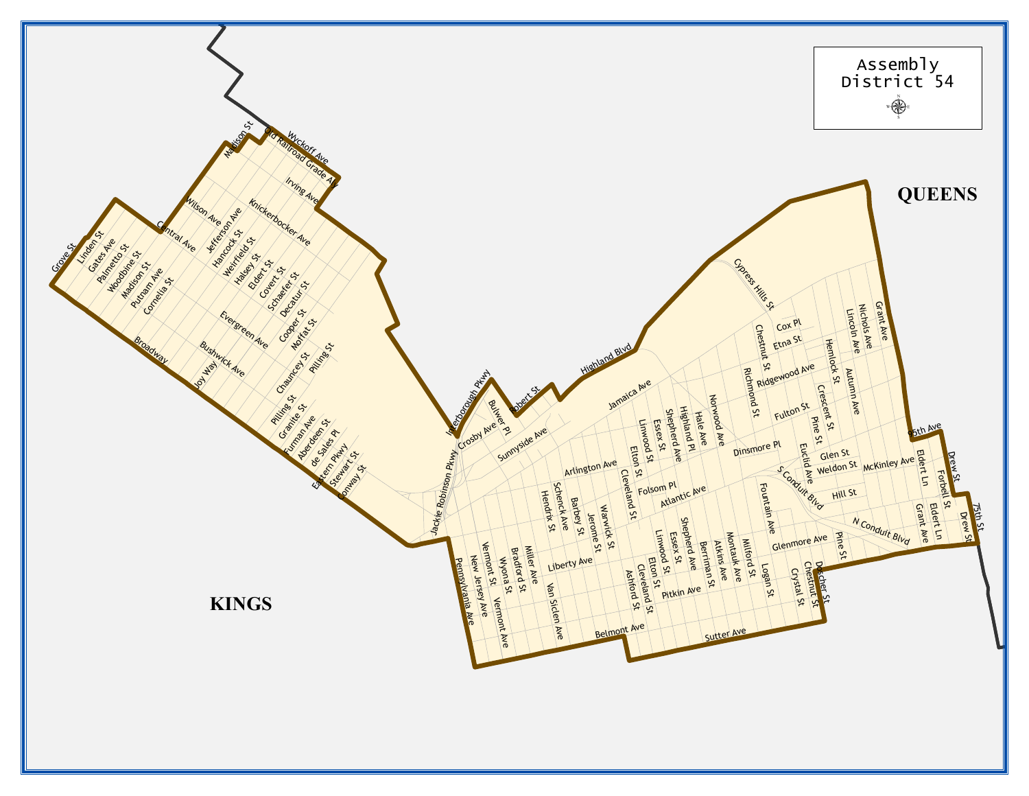# Assembly District 54

QUEENS

KINGS

Grove St, Linden St, Gates Ave, Palmetto St, Woodbine St, Madison St, Putnam Ave, Cornelia St, Broadway, Central Ave, Wilson Ave, Jefferson Ave, Hancock St, Weirfield St, Halsey St, Eldert St, Covert St, Schaefer St, Decatur St, Cooper St, Moffat St, Evergreen Ave, Bushwick Ave, Joy Way, Chauncey St, Pilling St, Granite St, Furman Ave, Aberdeen St, de Sales Pl, Eastern Pkwy, Stewart St, Conway St, Madison St, Old Railroad Grade Aly, Wyckoff Ave, Irving Ave, Knickerbocker Ave, Interborough Pkwy, Jackie Robinson Pkwy, Crosby Ave, Bulwer Pl, Robert St, Sunnyside Ave, Highland Blvd, Jamaica Ave, Arlington Ave, Cypress Hills St, Cox Pl, Etna St, Chestnut St, Richmond St, Ridgewood Ave, Hemlock St, Autumn Ave, Nichols Ave, Lincoln Ave, Grant Ave, Fulton St, Crescent St, Pine St, Norwood Ave, Hale Ave, Highland Pl, Shepherd Ave, Essex St, Linwood St, Elton St, Cleveland St, Dinsmore Pl, Euclid Ave, Glen St, Weldon St, McKinley Ave, 95th Ave, Eldert Ln, Drew St, Forbell St, 75th St, S Conduit Blvd, N Conduit Blvd, Hill St, Folsom Pl, Atlantic Ave, Hendrix St, Schenck Ave, Barbey St, Jerome St, Warwick St, Fountain Ave, Glenmore Ave, Liberty Ave, Pennsylvania Ave, New Jersey Ave, Vermont St, Vermont Ave, Wyona St, Bradford St, Miller Ave, Van Siclen Ave, Ashford St, Cleveland St, Elton St, Linwood St, Essex St, Shepherd Ave, Berriman St, Atkins Ave, Montauk Ave, Milford St, Logan St, Crystal St, Chestnut St, Doscher St, Pitkin Ave, Belmont Ave, Sutter Ave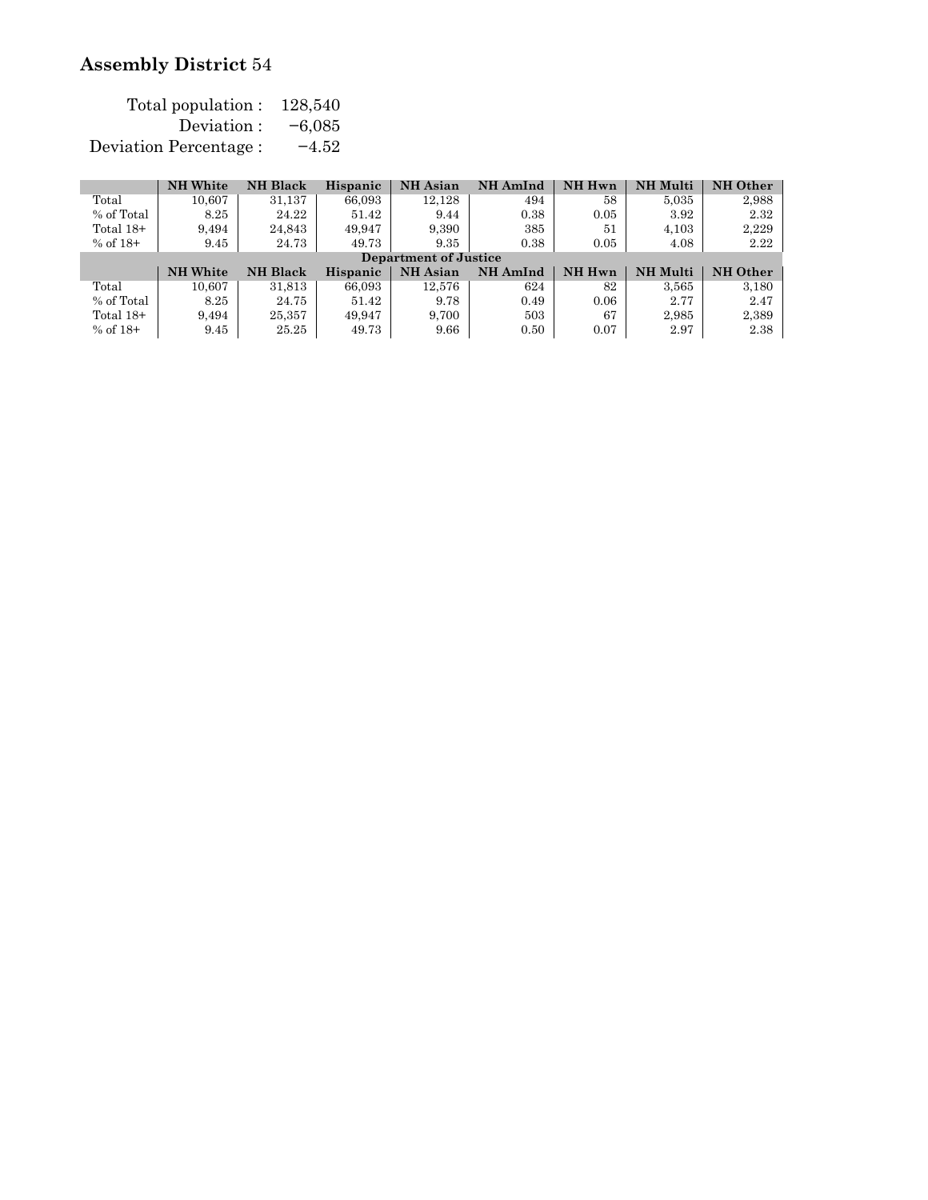**Assembly District** 54

Total population : 128,540
Deviation : −6,085
Deviation Percentage : −4.52

| | NH White | NH Black | Hispanic | NH Asian | NH AmInd | NH Hwn | NH Multi | NH Other |
|---|---|---|---|---|---|---|---|---|
| Total | 10,607 | 31,137 | 66,093 | 12,128 | 494 | 58 | 5,035 | 2,988 |
| % of Total | 8.25 | 24.22 | 51.42 | 9.44 | 0.38 | 0.05 | 3.92 | 2.32 |
| Total 18+ | 9,494 | 24,843 | 49,947 | 9,390 | 385 | 51 | 4,103 | 2,229 |
| % of 18+ | 9.45 | 24.73 | 49.73 | 9.35 | 0.38 | 0.05 | 4.08 | 2.22 |
| **Department of Justice** | | | | | | | | |
| | **NH White** | **NH Black** | **Hispanic** | **NH Asian** | **NH AmInd** | **NH Hwn** | **NH Multi** | **NH Other** |
| Total | 10,607 | 31,813 | 66,093 | 12,576 | 624 | 82 | 3,565 | 3,180 |
| % of Total | 8.25 | 24.75 | 51.42 | 9.78 | 0.49 | 0.06 | 2.77 | 2.47 |
| Total 18+ | 9,494 | 25,357 | 49,947 | 9,700 | 503 | 67 | 2,985 | 2,389 |
| % of 18+ | 9.45 | 25.25 | 49.73 | 9.66 | 0.50 | 0.07 | 2.97 | 2.38 |